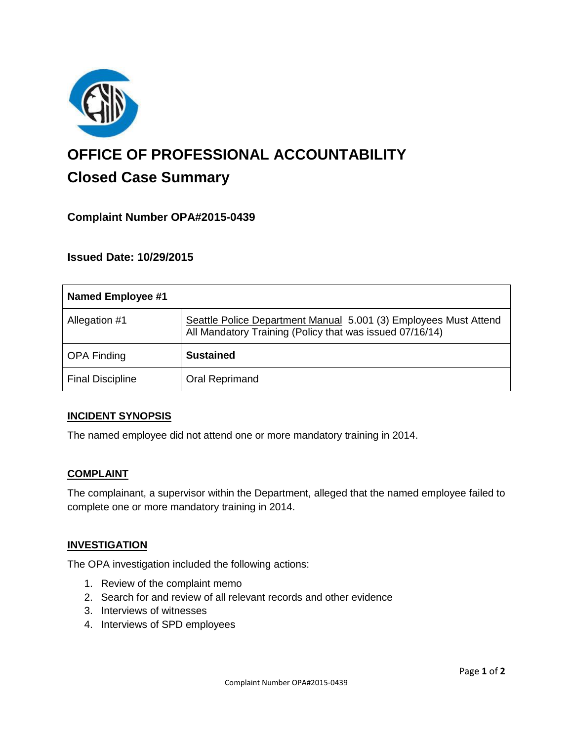# OFFICE OF PROFESSIONAL ACCOUNTABILITY

## Closed Case Summary

### Complaint Number OPA#2015-0439

### Issued Date: 10/29/2015

| Named Employee #1 | |
|---|---|
| Allegation #1 | Seattle Police Department Manual 5.001 (3) Employees Must Attend All Mandatory Training (Policy that was issued 07/16/14) |
| OPA Finding | **Sustained** |
| Final Discipline | Oral Reprimand |

**INCIDENT SYNOPSIS**

The named employee did not attend one or more mandatory training in 2014.

**COMPLAINT**

The complainant, a supervisor within the Department, alleged that the named employee failed to complete one or more mandatory training in 2014.

**INVESTIGATION**

The OPA investigation included the following actions:

1. Review of the complaint memo
2. Search for and review of all relevant records and other evidence
3. Interviews of witnesses
4. Interviews of SPD employees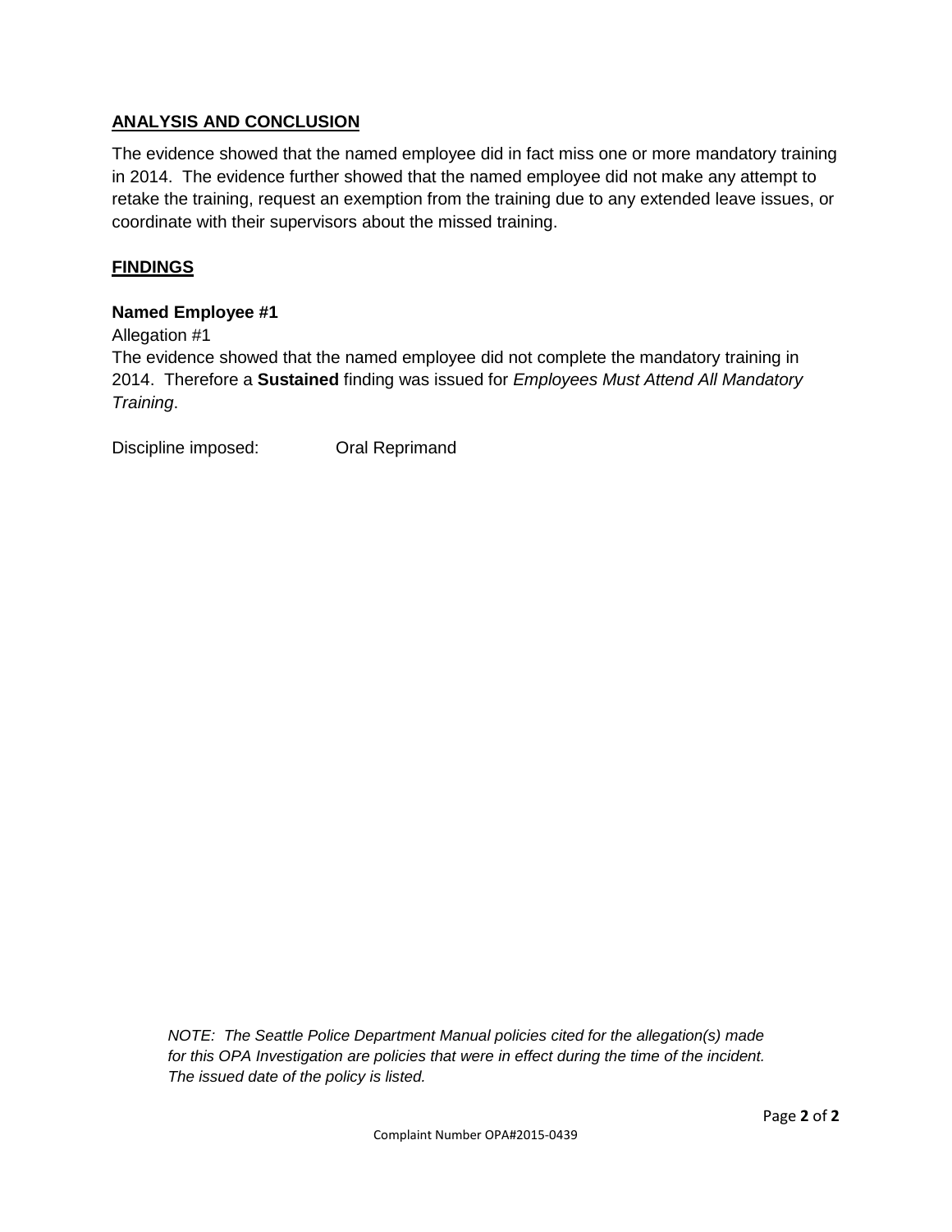## ANALYSIS AND CONCLUSION

The evidence showed that the named employee did in fact miss one or more mandatory training in 2014. The evidence further showed that the named employee did not make any attempt to retake the training, request an exemption from the training due to any extended leave issues, or coordinate with their supervisors about the missed training.

## FINDINGS

**Named Employee #1**

Allegation #1

The evidence showed that the named employee did not complete the mandatory training in 2014. Therefore a **Sustained** finding was issued for *Employees Must Attend All Mandatory Training*.

Discipline imposed: Oral Reprimand

*NOTE: The Seattle Police Department Manual policies cited for the allegation(s) made for this OPA Investigation are policies that were in effect during the time of the incident. The issued date of the policy is listed.*

Complaint Number OPA#2015-0439